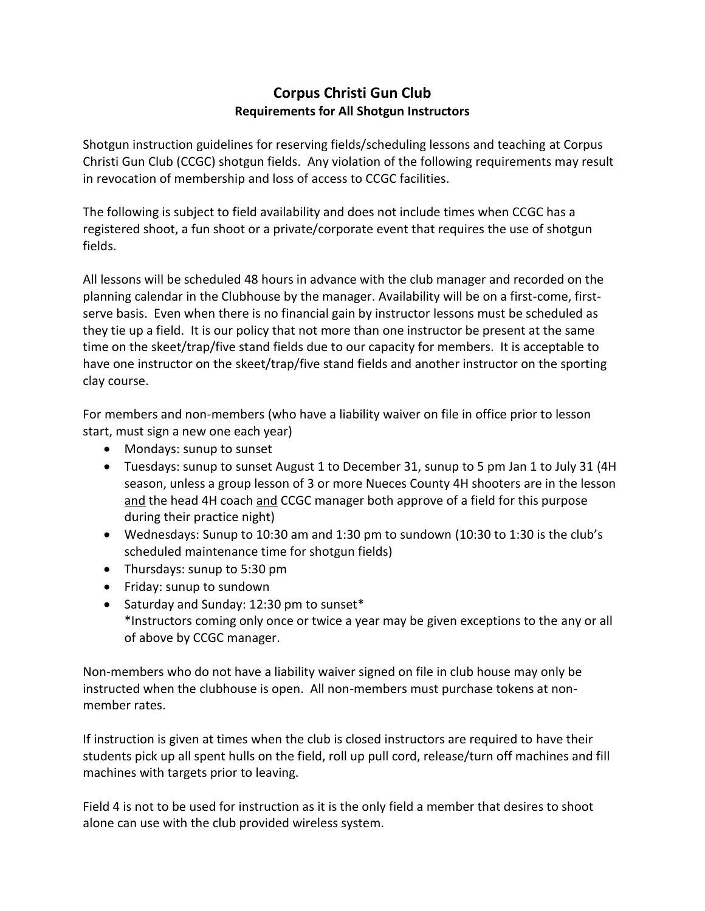# Corpus Christi Gun Club

## Requirements for All Shotgun Instructors

Shotgun instruction guidelines for reserving fields/scheduling lessons and teaching at Corpus Christi Gun Club (CCGC) shotgun fields. Any violation of the following requirements may result in revocation of membership and loss of access to CCGC facilities.

The following is subject to field availability and does not include times when CCGC has a registered shoot, a fun shoot or a private/corporate event that requires the use of shotgun fields.

All lessons will be scheduled 48 hours in advance with the club manager and recorded on the planning calendar in the Clubhouse by the manager. Availability will be on a first-come, first-serve basis. Even when there is no financial gain by instructor lessons must be scheduled as they tie up a field. It is our policy that not more than one instructor be present at the same time on the skeet/trap/five stand fields due to our capacity for members. It is acceptable to have one instructor on the skeet/trap/five stand fields and another instructor on the sporting clay course.

For members and non-members (who have a liability waiver on file in office prior to lesson start, must sign a new one each year)

- Mondays: sunup to sunset
- Tuesdays: sunup to sunset August 1 to December 31, sunup to 5 pm Jan 1 to July 31 (4H season, unless a group lesson of 3 or more Nueces County 4H shooters are in the lesson <u>and</u> the head 4H coach <u>and</u> CCGC manager both approve of a field for this purpose during their practice night)
- Wednesdays: Sunup to 10:30 am and 1:30 pm to sundown (10:30 to 1:30 is the club's scheduled maintenance time for shotgun fields)
- Thursdays: sunup to 5:30 pm
- Friday: sunup to sundown
- Saturday and Sunday: 12:30 pm to sunset*
  *Instructors coming only once or twice a year may be given exceptions to the any or all of above by CCGC manager.

Non-members who do not have a liability waiver signed on file in club house may only be instructed when the clubhouse is open. All non-members must purchase tokens at non-member rates.

If instruction is given at times when the club is closed instructors are required to have their students pick up all spent hulls on the field, roll up pull cord, release/turn off machines and fill machines with targets prior to leaving.

Field 4 is not to be used for instruction as it is the only field a member that desires to shoot alone can use with the club provided wireless system.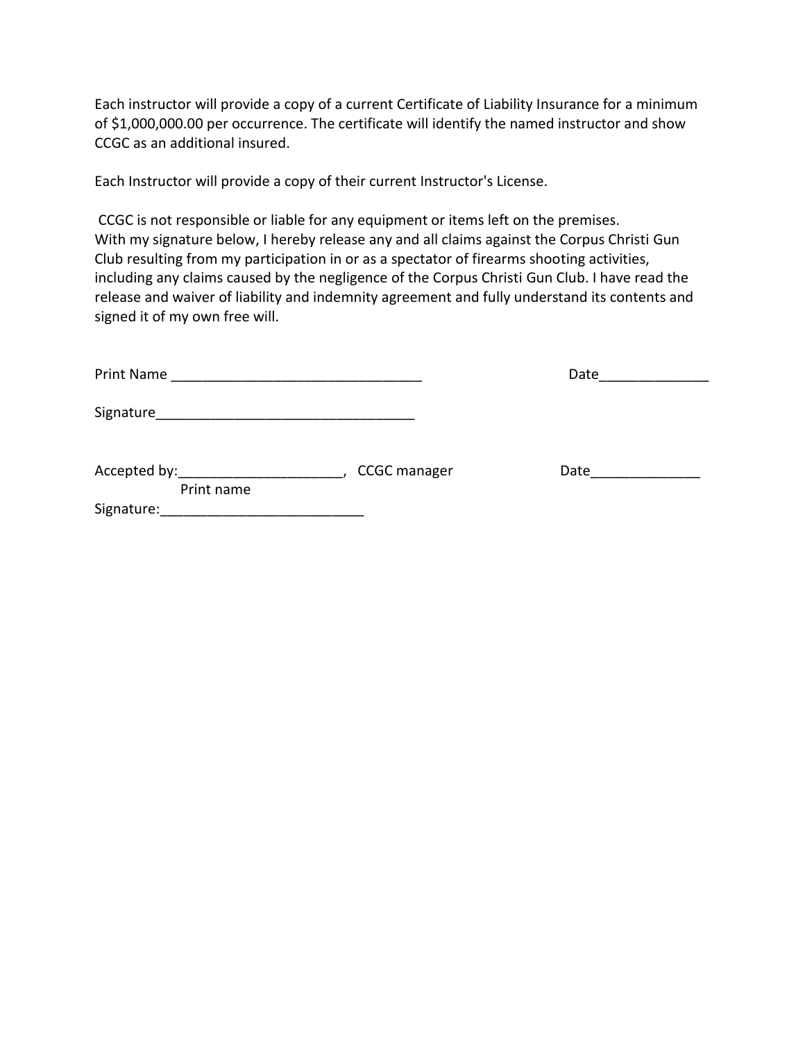Each instructor will provide a copy of a current Certificate of Liability Insurance for a minimum of $1,000,000.00 per occurrence. The certificate will identify the named instructor and show CCGC as an additional insured.

Each Instructor will provide a copy of their current Instructor's License.

CCGC is not responsible or liable for any equipment or items left on the premises.
With my signature below, I hereby release any and all claims against the Corpus Christi Gun Club resulting from my participation in or as a spectator of firearms shooting activities, including any claims caused by the negligence of the Corpus Christi Gun Club. I have read the release and waiver of liability and indemnity agreement and fully understand its contents and signed it of my own free will.

Print Name _________________________________ Date______________

Signature__________________________________

Accepted by:_____________________, CCGC manager Date______________
Print name
Signature:__________________________